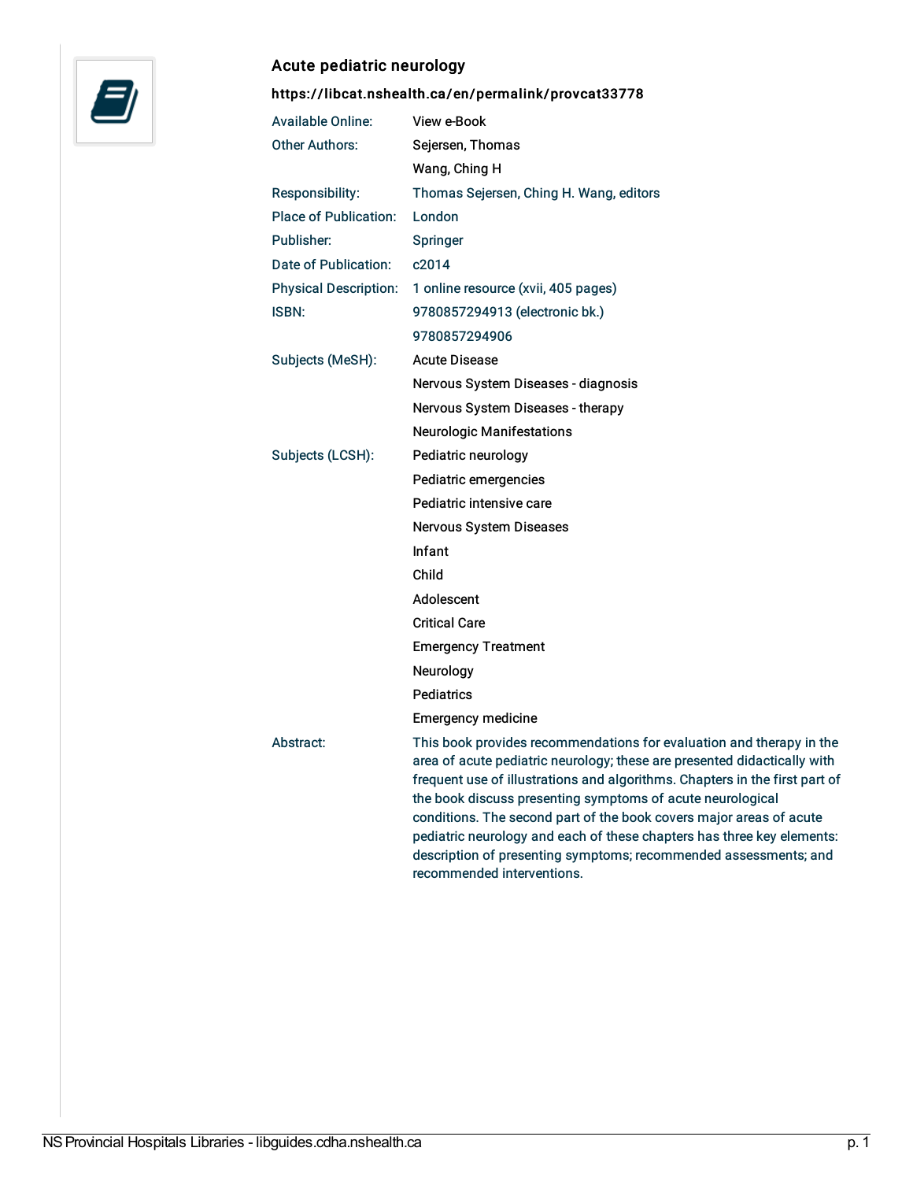## Acute pediatric neurology

**https://libcat.nshealth.ca/en/permalink/provcat33778**

| | |
|---|---|
| Available Online: | View e-Book |
| Other Authors: | Sejersen, Thomas |
| | Wang, Ching H |
| Responsibility: | Thomas Sejersen, Ching H. Wang, editors |
| Place of Publication: | London |
| Publisher: | Springer |
| Date of Publication: | c2014 |
| Physical Description: | 1 online resource (xvii, 405 pages) |
| ISBN: | 9780857294913 (electronic bk.) |
| | 9780857294906 |
| Subjects (MeSH): | Acute Disease |
| | Nervous System Diseases - diagnosis |
| | Nervous System Diseases - therapy |
| | Neurologic Manifestations |
| Subjects (LCSH): | Pediatric neurology |
| | Pediatric emergencies |
| | Pediatric intensive care |
| | Nervous System Diseases |
| | Infant |
| | Child |
| | Adolescent |
| | Critical Care |
| | Emergency Treatment |
| | Neurology |
| | Pediatrics |
| | Emergency medicine |
| Abstract: | This book provides recommendations for evaluation and therapy in the area of acute pediatric neurology; these are presented didactically with frequent use of illustrations and algorithms. Chapters in the first part of the book discuss presenting symptoms of acute neurological conditions. The second part of the book covers major areas of acute pediatric neurology and each of these chapters has three key elements: description of presenting symptoms; recommended assessments; and recommended interventions. |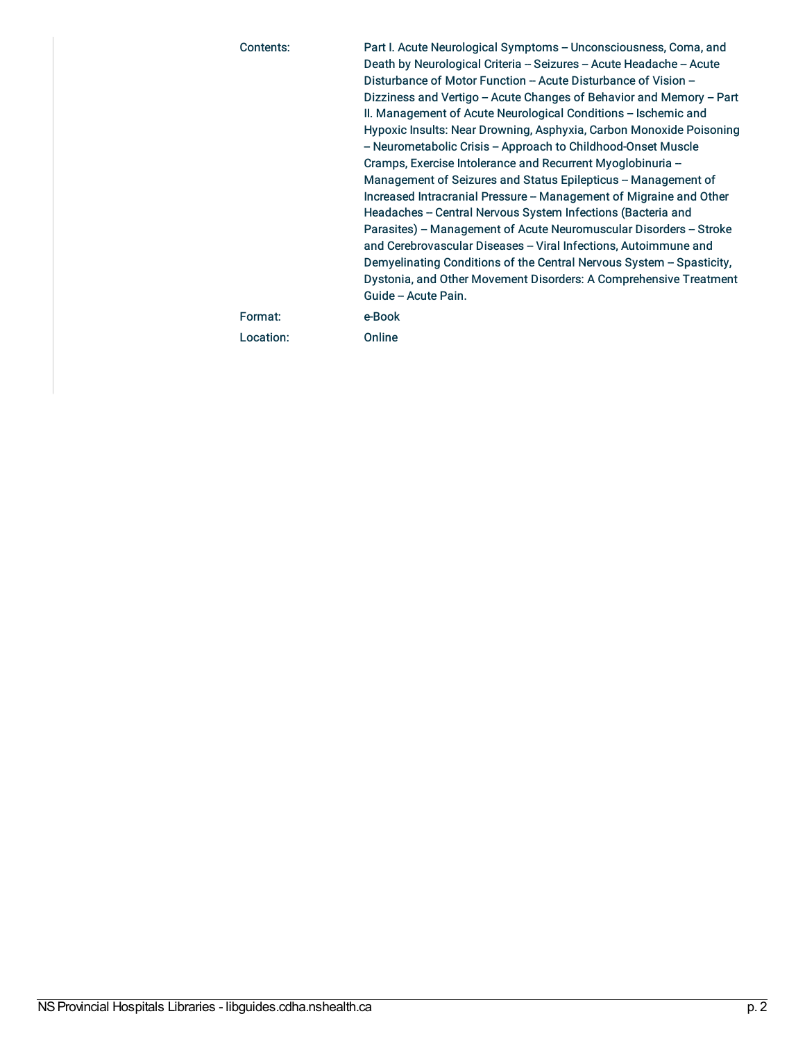| | |
|---|---|
| Contents: | Part I. Acute Neurological Symptoms -- Unconsciousness, Coma, and Death by Neurological Criteria -- Seizures -- Acute Headache -- Acute Disturbance of Motor Function -- Acute Disturbance of Vision -- Dizziness and Vertigo -- Acute Changes of Behavior and Memory -- Part II. Management of Acute Neurological Conditions -- Ischemic and Hypoxic Insults: Near Drowning, Asphyxia, Carbon Monoxide Poisoning -- Neurometabolic Crisis -- Approach to Childhood-Onset Muscle Cramps, Exercise Intolerance and Recurrent Myoglobinuria -- Management of Seizures and Status Epilepticus -- Management of Increased Intracranial Pressure -- Management of Migraine and Other Headaches -- Central Nervous System Infections (Bacteria and Parasites) -- Management of Acute Neuromuscular Disorders -- Stroke and Cerebrovascular Diseases -- Viral Infections, Autoimmune and Demyelinating Conditions of the Central Nervous System -- Spasticity, Dystonia, and Other Movement Disorders: A Comprehensive Treatment Guide -- Acute Pain. |
| Format: | e-Book |
| Location: | Online |